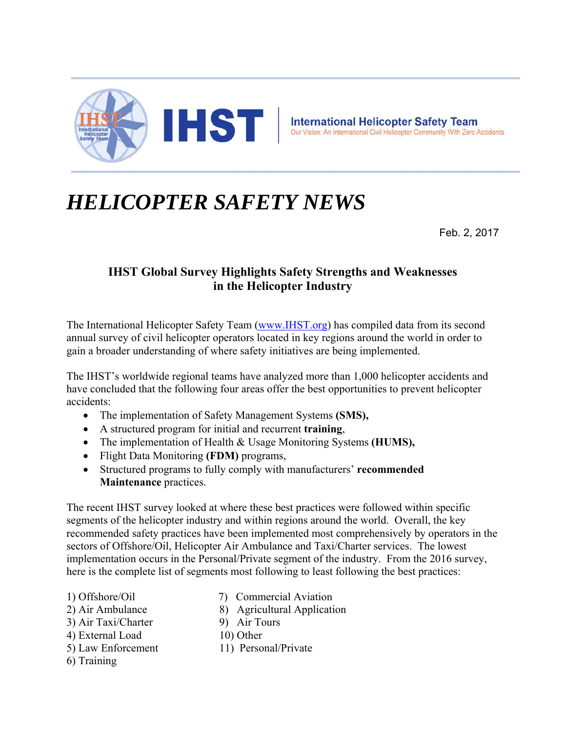IHST | International Helicopter Safety Team
Our Vision: An International Civil Helicopter Community With Zero Accidents

# *HELICOPTER SAFETY NEWS*

Feb. 2, 2017

## IHST Global Survey Highlights Safety Strengths and Weaknesses in the Helicopter Industry

The International Helicopter Safety Team (www.IHST.org) has compiled data from its second annual survey of civil helicopter operators located in key regions around the world in order to gain a broader understanding of where safety initiatives are being implemented.

The IHST's worldwide regional teams have analyzed more than 1,000 helicopter accidents and have concluded that the following four areas offer the best opportunities to prevent helicopter accidents:

- The implementation of Safety Management Systems **(SMS),**
- A structured program for initial and recurrent **training**,
- The implementation of Health & Usage Monitoring Systems **(HUMS),**
- Flight Data Monitoring **(FDM)** programs,
- Structured programs to fully comply with manufacturers' **recommended Maintenance** practices.

The recent IHST survey looked at where these best practices were followed within specific segments of the helicopter industry and within regions around the world. Overall, the key recommended safety practices have been implemented most comprehensively by operators in the sectors of Offshore/Oil, Helicopter Air Ambulance and Taxi/Charter services. The lowest implementation occurs in the Personal/Private segment of the industry. From the 2016 survey, here is the complete list of segments most following to least following the best practices:

1) Offshore/Oil
2) Air Ambulance
3) Air Taxi/Charter
4) External Load
5) Law Enforcement
6) Training
7) Commercial Aviation
8) Agricultural Application
9) Air Tours
10) Other
11) Personal/Private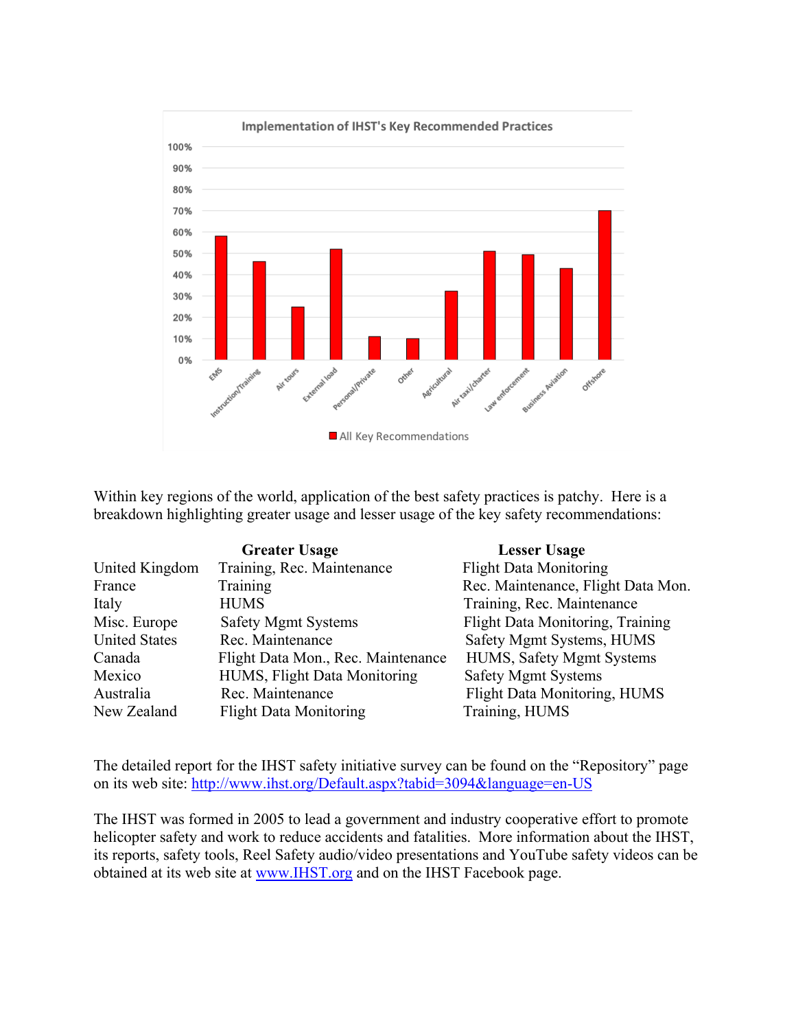Implementation of IHST's Key Recommended Practices

100%
90%
80%
70%
60%
50%
40%
30%
20%
10%
0%

EMS
Instruction/Training
Air tours
External load
Personal/Private
Other
Agricultural
Air taxi/charter
Law enforcement
Business Aviation
Offshore

All Key Recommendations

Within key regions of the world, application of the best safety practices is patchy. Here is a breakdown highlighting greater usage and lesser usage of the key safety recommendations:

| | **Greater Usage** | **Lesser Usage** |
|---|---|---|
| United Kingdom | Training, Rec. Maintenance | Flight Data Monitoring |
| France | Training | Rec. Maintenance, Flight Data Mon. |
| Italy | HUMS | Training, Rec. Maintenance |
| Misc. Europe | Safety Mgmt Systems | Flight Data Monitoring, Training |
| United States | Rec. Maintenance | Safety Mgmt Systems, HUMS |
| Canada | Flight Data Mon., Rec. Maintenance | HUMS, Safety Mgmt Systems |
| Mexico | HUMS, Flight Data Monitoring | Safety Mgmt Systems |
| Australia | Rec. Maintenance | Flight Data Monitoring, HUMS |
| New Zealand | Flight Data Monitoring | Training, HUMS |

The detailed report for the IHST safety initiative survey can be found on the "Repository" page on its web site: http://www.ihst.org/Default.aspx?tabid=3094&language=en-US

The IHST was formed in 2005 to lead a government and industry cooperative effort to promote helicopter safety and work to reduce accidents and fatalities. More information about the IHST, its reports, safety tools, Reel Safety audio/video presentations and YouTube safety videos can be obtained at its web site at www.IHST.org and on the IHST Facebook page.